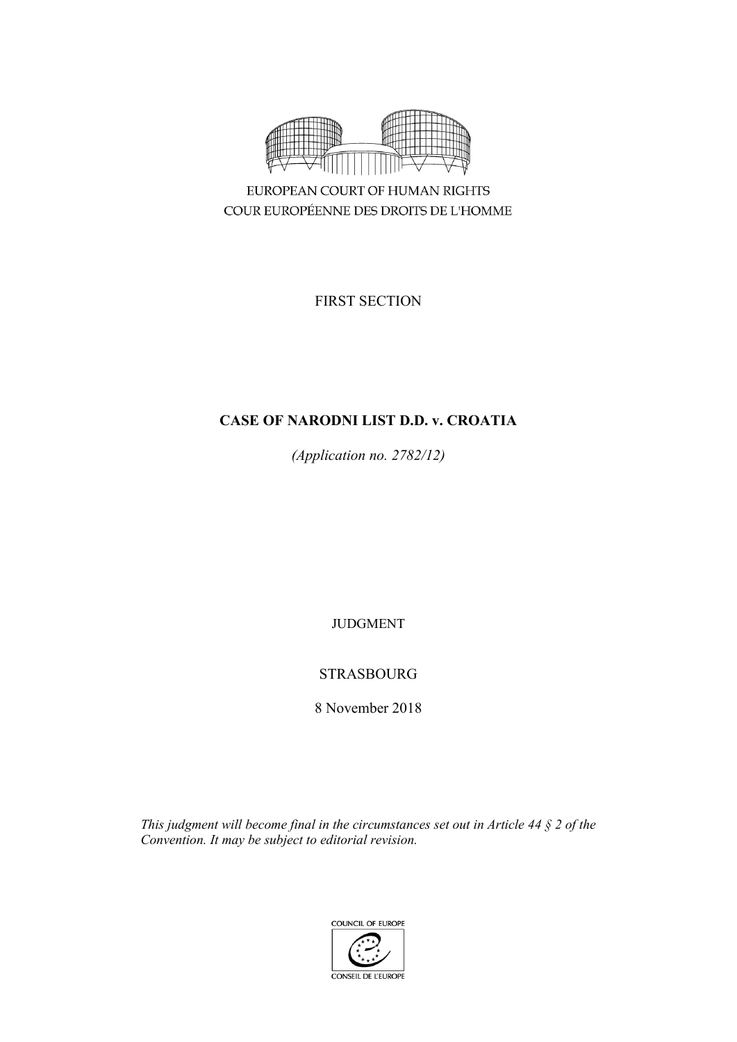EUROPEAN COURT OF HUMAN RIGHTS
COUR EUROPÉENNE DES DROITS DE L'HOMME

FIRST SECTION

**CASE OF NARODNI LIST D.D. v. CROATIA**

*(Application no. 2782/12)*

JUDGMENT

STRASBOURG

8 November 2018

*This judgment will become final in the circumstances set out in Article 44 § 2 of the Convention. It may be subject to editorial revision.*

COUNCIL OF EUROPE
CONSEIL DE L'EUROPE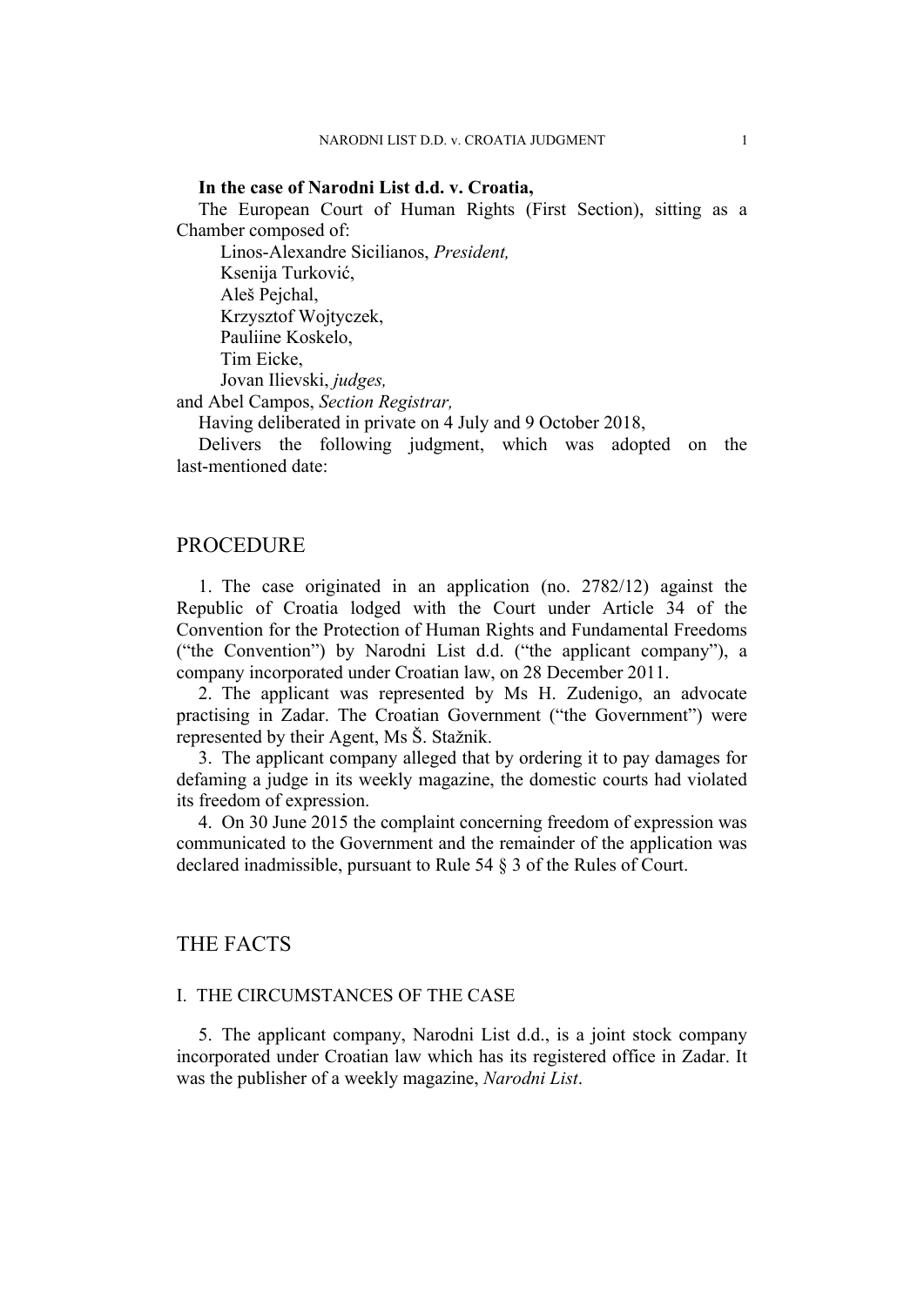**In the case of Narodni List d.d. v. Croatia,**

The European Court of Human Rights (First Section), sitting as a Chamber composed of:

Linos-Alexandre Sicilianos, *President,*
Ksenija Turković,
Aleš Pejchal,
Krzysztof Wojtyczek,
Pauliine Koskelo,
Tim Eicke,
Jovan Ilievski, *judges,*
and Abel Campos, *Section Registrar,*

Having deliberated in private on 4 July and 9 October 2018,

Delivers the following judgment, which was adopted on the last-mentioned date:

# PROCEDURE

1. The case originated in an application (no. 2782/12) against the Republic of Croatia lodged with the Court under Article 34 of the Convention for the Protection of Human Rights and Fundamental Freedoms ("the Convention") by Narodni List d.d. ("the applicant company"), a company incorporated under Croatian law, on 28 December 2011.

2. The applicant was represented by Ms H. Zudenigo, an advocate practising in Zadar. The Croatian Government ("the Government") were represented by their Agent, Ms Š. Stažnik.

3. The applicant company alleged that by ordering it to pay damages for defaming a judge in its weekly magazine, the domestic courts had violated its freedom of expression.

4. On 30 June 2015 the complaint concerning freedom of expression was communicated to the Government and the remainder of the application was declared inadmissible, pursuant to Rule 54 § 3 of the Rules of Court.

# THE FACTS

## I. THE CIRCUMSTANCES OF THE CASE

5. The applicant company, Narodni List d.d., is a joint stock company incorporated under Croatian law which has its registered office in Zadar. It was the publisher of a weekly magazine, *Narodni List*.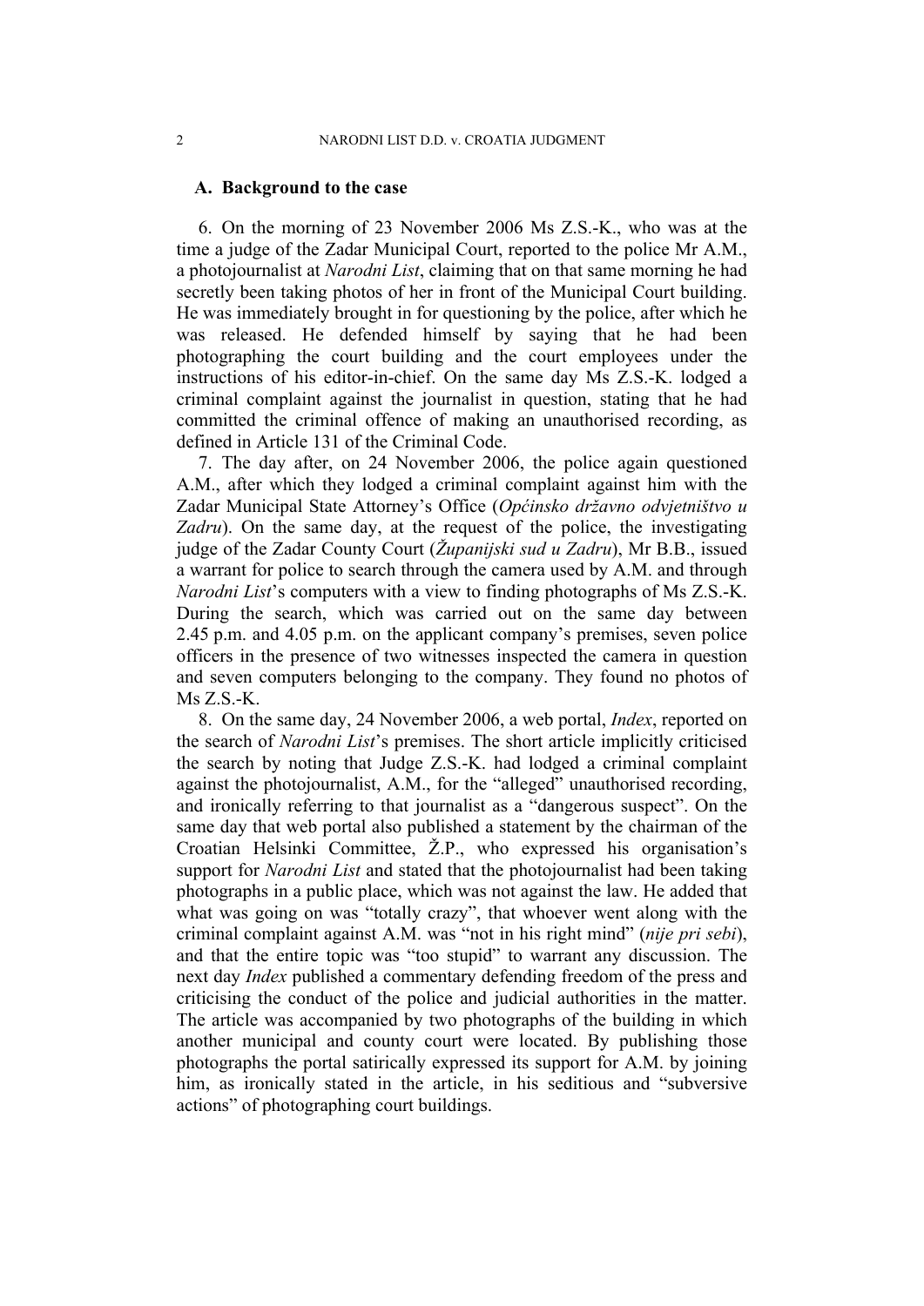### A. Background to the case

6. On the morning of 23 November 2006 Ms Z.S.-K., who was at the time a judge of the Zadar Municipal Court, reported to the police Mr A.M., a photojournalist at *Narodni List*, claiming that on that same morning he had secretly been taking photos of her in front of the Municipal Court building. He was immediately brought in for questioning by the police, after which he was released. He defended himself by saying that he had been photographing the court building and the court employees under the instructions of his editor-in-chief. On the same day Ms Z.S.-K. lodged a criminal complaint against the journalist in question, stating that he had committed the criminal offence of making an unauthorised recording, as defined in Article 131 of the Criminal Code.

7. The day after, on 24 November 2006, the police again questioned A.M., after which they lodged a criminal complaint against him with the Zadar Municipal State Attorney's Office (*Općinsko državno odvjetništvo u Zadru*). On the same day, at the request of the police, the investigating judge of the Zadar County Court (*Županijski sud u Zadru*), Mr B.B., issued a warrant for police to search through the camera used by A.M. and through *Narodni List*'s computers with a view to finding photographs of Ms Z.S.-K. During the search, which was carried out on the same day between 2.45 p.m. and 4.05 p.m. on the applicant company's premises, seven police officers in the presence of two witnesses inspected the camera in question and seven computers belonging to the company. They found no photos of Ms Z.S.-K.

8. On the same day, 24 November 2006, a web portal, *Index*, reported on the search of *Narodni List*'s premises. The short article implicitly criticised the search by noting that Judge Z.S.-K. had lodged a criminal complaint against the photojournalist, A.M., for the "alleged" unauthorised recording, and ironically referring to that journalist as a "dangerous suspect". On the same day that web portal also published a statement by the chairman of the Croatian Helsinki Committee, Ž.P., who expressed his organisation's support for *Narodni List* and stated that the photojournalist had been taking photographs in a public place, which was not against the law. He added that what was going on was "totally crazy", that whoever went along with the criminal complaint against A.M. was "not in his right mind" (*nije pri sebi*), and that the entire topic was "too stupid" to warrant any discussion. The next day *Index* published a commentary defending freedom of the press and criticising the conduct of the police and judicial authorities in the matter. The article was accompanied by two photographs of the building in which another municipal and county court were located. By publishing those photographs the portal satirically expressed its support for A.M. by joining him, as ironically stated in the article, in his seditious and "subversive actions" of photographing court buildings.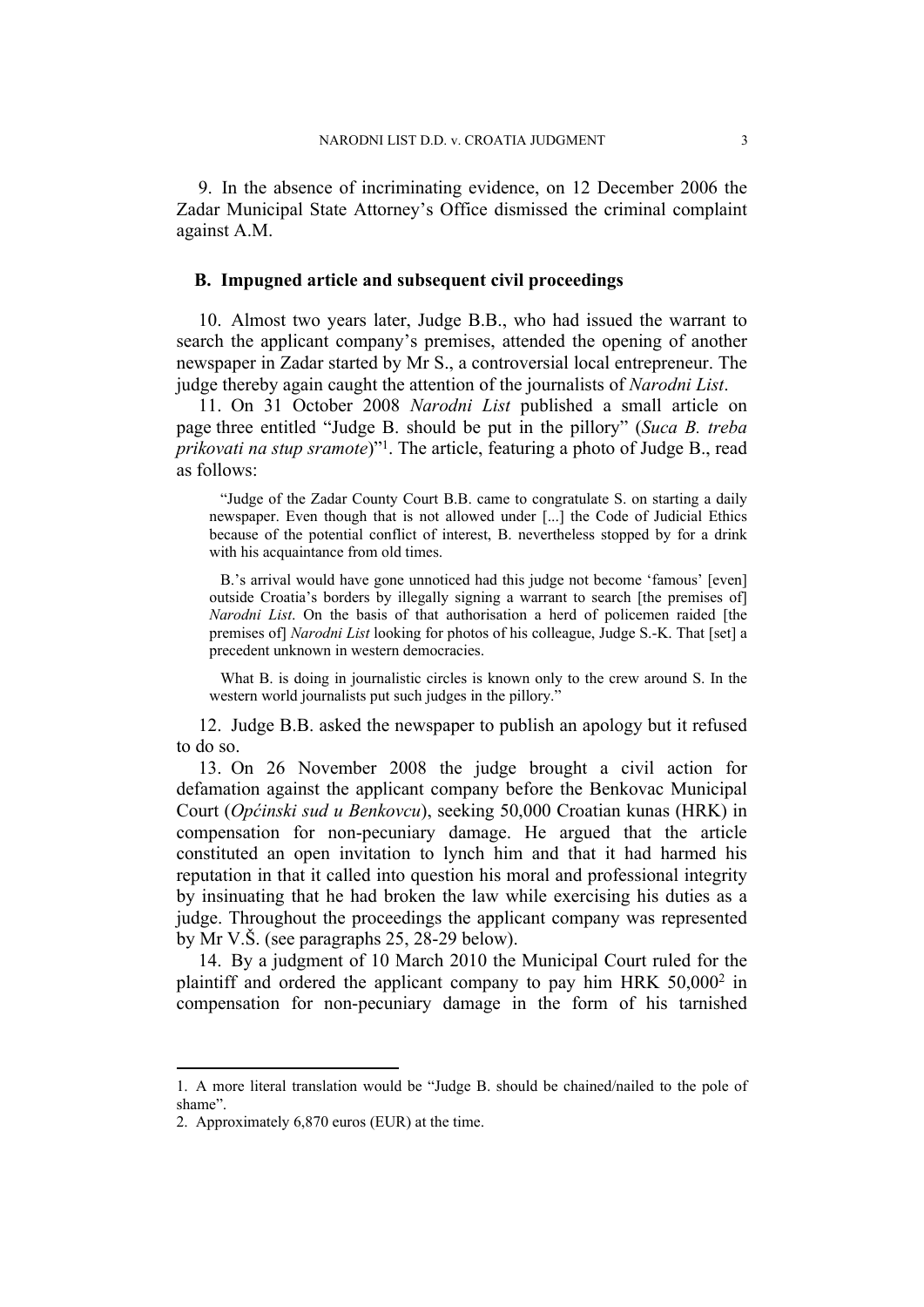9. In the absence of incriminating evidence, on 12 December 2006 the Zadar Municipal State Attorney's Office dismissed the criminal complaint against A.M.

### B. Impugned article and subsequent civil proceedings

10. Almost two years later, Judge B.B., who had issued the warrant to search the applicant company's premises, attended the opening of another newspaper in Zadar started by Mr S., a controversial local entrepreneur. The judge thereby again caught the attention of the journalists of *Narodni List*.

11. On 31 October 2008 *Narodni List* published a small article on page three entitled "Judge B. should be put in the pillory" (*Suca B. treba prikovati na stup sramote*)"[1]. The article, featuring a photo of Judge B., read as follows:

> "Judge of the Zadar County Court B.B. came to congratulate S. on starting a daily newspaper. Even though that is not allowed under [...] the Code of Judicial Ethics because of the potential conflict of interest, B. nevertheless stopped by for a drink with his acquaintance from old times.
>
> B.'s arrival would have gone unnoticed had this judge not become 'famous' [even] outside Croatia's borders by illegally signing a warrant to search [the premises of] *Narodni List*. On the basis of that authorisation a herd of policemen raided [the premises of] *Narodni List* looking for photos of his colleague, Judge S.-K. That [set] a precedent unknown in western democracies.
>
> What B. is doing in journalistic circles is known only to the crew around S. In the western world journalists put such judges in the pillory."

12. Judge B.B. asked the newspaper to publish an apology but it refused to do so.

13. On 26 November 2008 the judge brought a civil action for defamation against the applicant company before the Benkovac Municipal Court (*Općinski sud u Benkovcu*), seeking 50,000 Croatian kunas (HRK) in compensation for non-pecuniary damage. He argued that the article constituted an open invitation to lynch him and that it had harmed his reputation in that it called into question his moral and professional integrity by insinuating that he had broken the law while exercising his duties as a judge. Throughout the proceedings the applicant company was represented by Mr V.Š. (see paragraphs 25, 28-29 below).

14. By a judgment of 10 March 2010 the Municipal Court ruled for the plaintiff and ordered the applicant company to pay him HRK 50,000[2] in compensation for non-pecuniary damage in the form of his tarnished

---

1. A more literal translation would be "Judge B. should be chained/nailed to the pole of shame".

2. Approximately 6,870 euros (EUR) at the time.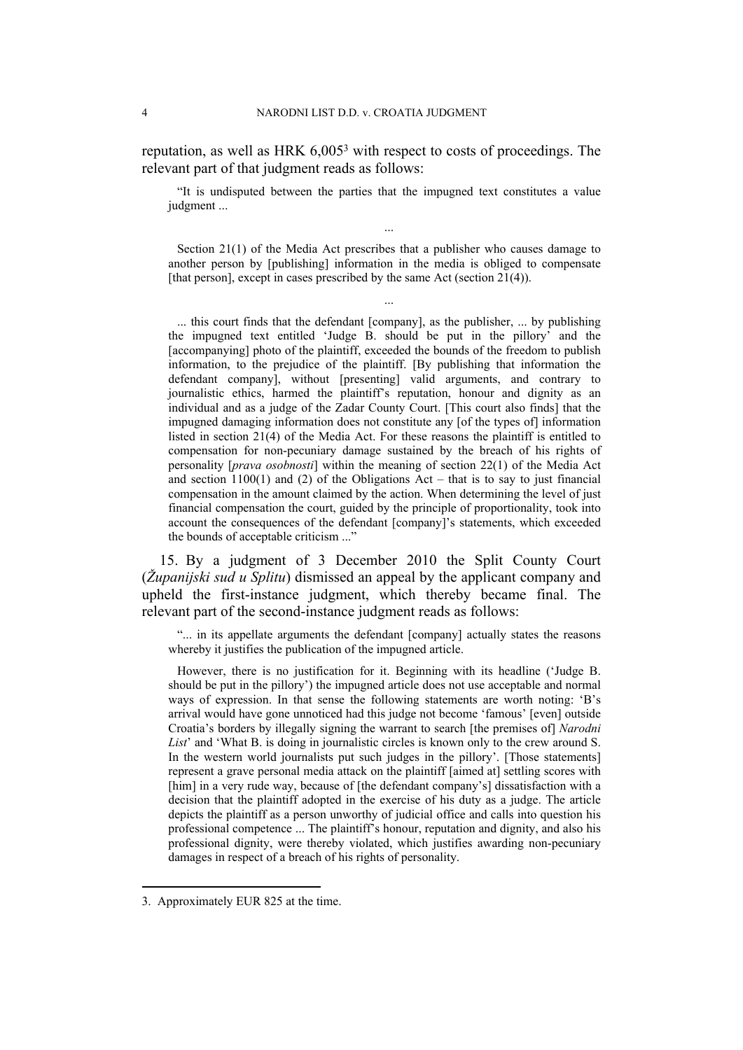reputation, as well as HRK 6,005[3] with respect to costs of proceedings. The relevant part of that judgment reads as follows:

> "It is undisputed between the parties that the impugned text constitutes a value judgment ...
>
> ...
>
> Section 21(1) of the Media Act prescribes that a publisher who causes damage to another person by [publishing] information in the media is obliged to compensate [that person], except in cases prescribed by the same Act (section 21(4)).
>
> ...
>
> ... this court finds that the defendant [company], as the publisher, ... by publishing the impugned text entitled 'Judge B. should be put in the pillory' and the [accompanying] photo of the plaintiff, exceeded the bounds of the freedom to publish information, to the prejudice of the plaintiff. [By publishing that information the defendant company], without [presenting] valid arguments, and contrary to journalistic ethics, harmed the plaintiff's reputation, honour and dignity as an individual and as a judge of the Zadar County Court. [This court also finds] that the impugned damaging information does not constitute any [of the types of] information listed in section 21(4) of the Media Act. For these reasons the plaintiff is entitled to compensation for non-pecuniary damage sustained by the breach of his rights of personality [*prava osobnosti*] within the meaning of section 22(1) of the Media Act and section 1100(1) and (2) of the Obligations Act – that is to say to just financial compensation in the amount claimed by the action. When determining the level of just financial compensation the court, guided by the principle of proportionality, took into account the consequences of the defendant [company]'s statements, which exceeded the bounds of acceptable criticism ..."

15. By a judgment of 3 December 2010 the Split County Court (*Županijski sud u Splitu*) dismissed an appeal by the applicant company and upheld the first-instance judgment, which thereby became final. The relevant part of the second-instance judgment reads as follows:

> "... in its appellate arguments the defendant [company] actually states the reasons whereby it justifies the publication of the impugned article.
>
> However, there is no justification for it. Beginning with its headline ('Judge B. should be put in the pillory') the impugned article does not use acceptable and normal ways of expression. In that sense the following statements are worth noting: 'B's arrival would have gone unnoticed had this judge not become 'famous' [even] outside Croatia's borders by illegally signing the warrant to search [the premises of] *Narodni List*' and 'What B. is doing in journalistic circles is known only to the crew around S. In the western world journalists put such judges in the pillory'. [Those statements] represent a grave personal media attack on the plaintiff [aimed at] settling scores with [him] in a very rude way, because of [the defendant company's] dissatisfaction with a decision that the plaintiff adopted in the exercise of his duty as a judge. The article depicts the plaintiff as a person unworthy of judicial office and calls into question his professional competence ... The plaintiff's honour, reputation and dignity, and also his professional dignity, were thereby violated, which justifies awarding non-pecuniary damages in respect of a breach of his rights of personality.

---

3. Approximately EUR 825 at the time.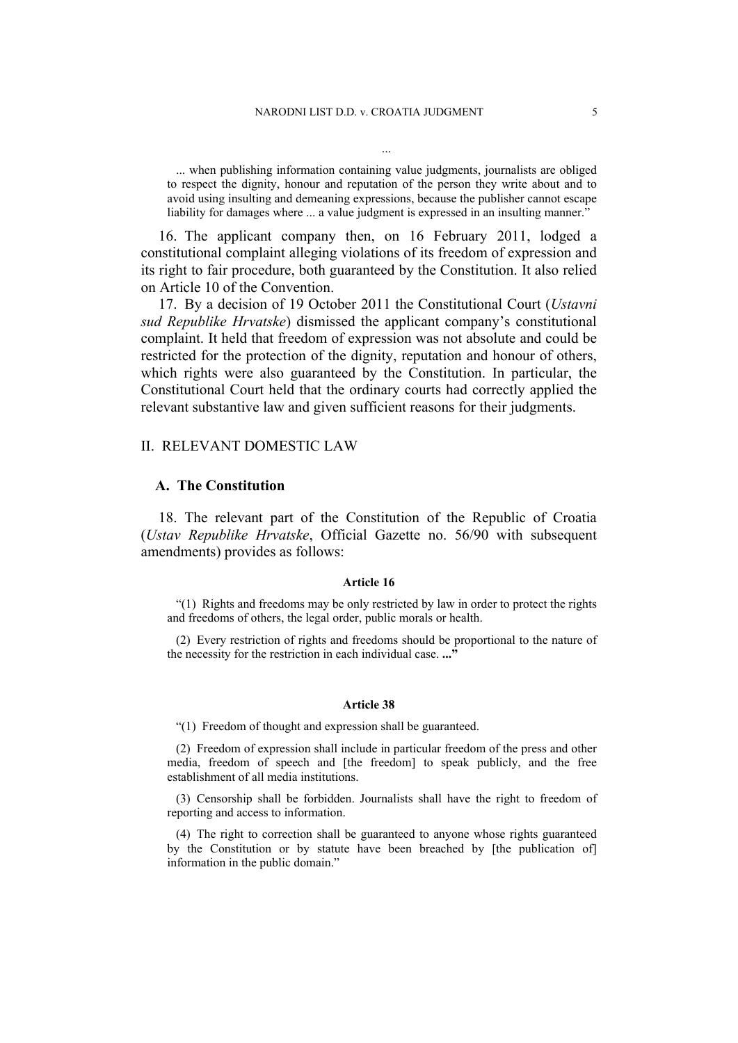...

> ... when publishing information containing value judgments, journalists are obliged to respect the dignity, honour and reputation of the person they write about and to avoid using insulting and demeaning expressions, because the publisher cannot escape liability for damages where ... a value judgment is expressed in an insulting manner."

16. The applicant company then, on 16 February 2011, lodged a constitutional complaint alleging violations of its freedom of expression and its right to fair procedure, both guaranteed by the Constitution. It also relied on Article 10 of the Convention.

17. By a decision of 19 October 2011 the Constitutional Court (*Ustavni sud Republike Hrvatske*) dismissed the applicant company's constitutional complaint. It held that freedom of expression was not absolute and could be restricted for the protection of the dignity, reputation and honour of others, which rights were also guaranteed by the Constitution. In particular, the Constitutional Court held that the ordinary courts had correctly applied the relevant substantive law and given sufficient reasons for their judgments.

## II. RELEVANT DOMESTIC LAW

### A. The Constitution

18. The relevant part of the Constitution of the Republic of Croatia (*Ustav Republike Hrvatske*, Official Gazette no. 56/90 with subsequent amendments) provides as follows:

**Article 16**

> "(1) Rights and freedoms may be only restricted by law in order to protect the rights and freedoms of others, the legal order, public morals or health.
>
> (2) Every restriction of rights and freedoms should be proportional to the nature of the necessity for the restriction in each individual case. **...**"

**Article 38**

> "(1) Freedom of thought and expression shall be guaranteed.
>
> (2) Freedom of expression shall include in particular freedom of the press and other media, freedom of speech and [the freedom] to speak publicly, and the free establishment of all media institutions.
>
> (3) Censorship shall be forbidden. Journalists shall have the right to freedom of reporting and access to information.
>
> (4) The right to correction shall be guaranteed to anyone whose rights guaranteed by the Constitution or by statute have been breached by [the publication of] information in the public domain."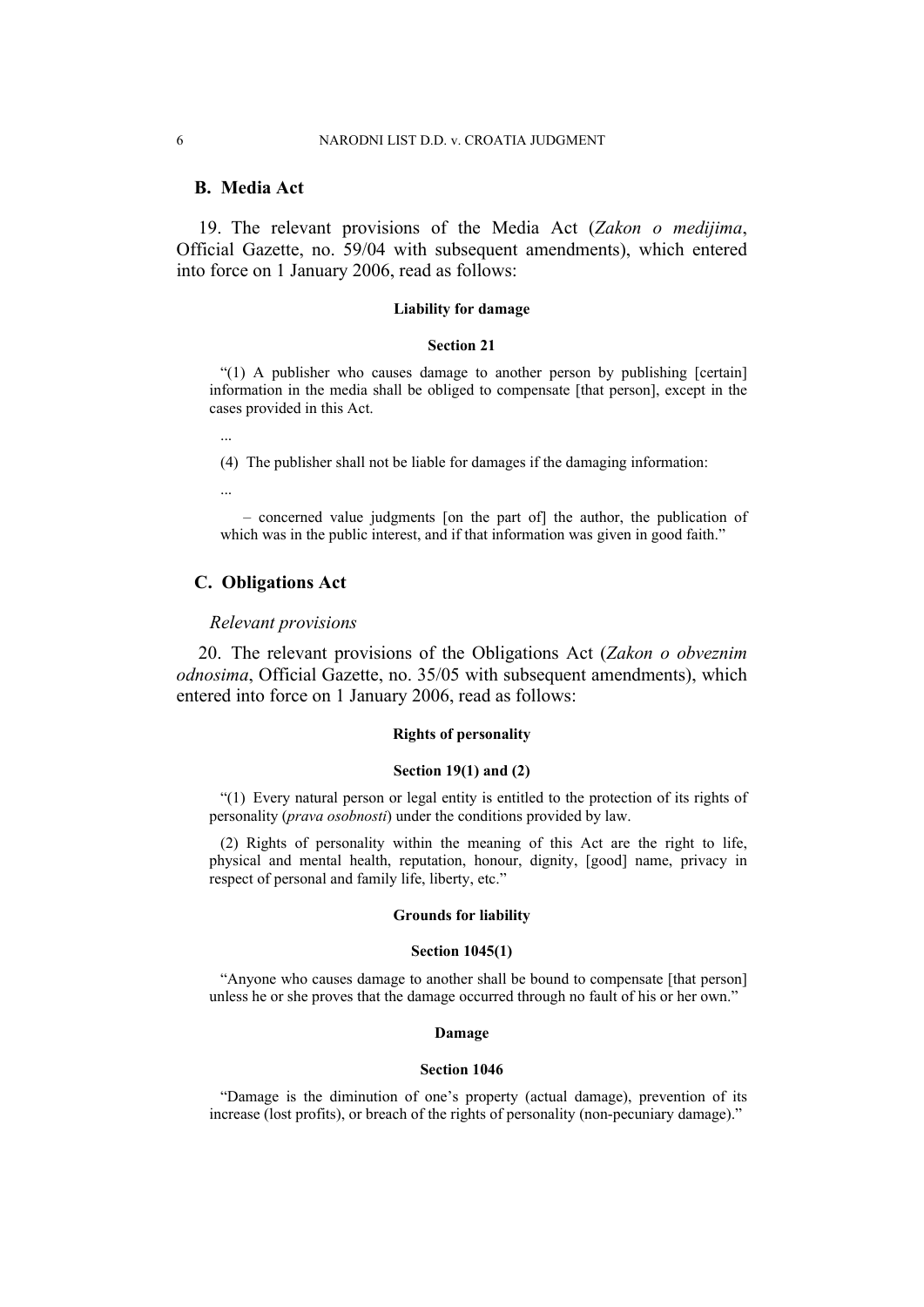## B. Media Act

19. The relevant provisions of the Media Act (*Zakon o medijima*, Official Gazette, no. 59/04 with subsequent amendments), which entered into force on 1 January 2006, read as follows:

**Liability for damage**

**Section 21**

> "(1) A publisher who causes damage to another person by publishing [certain] information in the media shall be obliged to compensate [that person], except in the cases provided in this Act.
>
> ...
>
> (4) The publisher shall not be liable for damages if the damaging information:
>
> ...
>
> – concerned value judgments [on the part of] the author, the publication of which was in the public interest, and if that information was given in good faith."

## C. Obligations Act

*Relevant provisions*

20. The relevant provisions of the Obligations Act (*Zakon o obveznim odnosima*, Official Gazette, no. 35/05 with subsequent amendments), which entered into force on 1 January 2006, read as follows:

**Rights of personality**

**Section 19(1) and (2)**

> "(1) Every natural person or legal entity is entitled to the protection of its rights of personality (*prava osobnosti*) under the conditions provided by law.
>
> (2) Rights of personality within the meaning of this Act are the right to life, physical and mental health, reputation, honour, dignity, [good] name, privacy in respect of personal and family life, liberty, etc."

**Grounds for liability**

**Section 1045(1)**

> "Anyone who causes damage to another shall be bound to compensate [that person] unless he or she proves that the damage occurred through no fault of his or her own."

**Damage**

**Section 1046**

> "Damage is the diminution of one's property (actual damage), prevention of its increase (lost profits), or breach of the rights of personality (non-pecuniary damage)."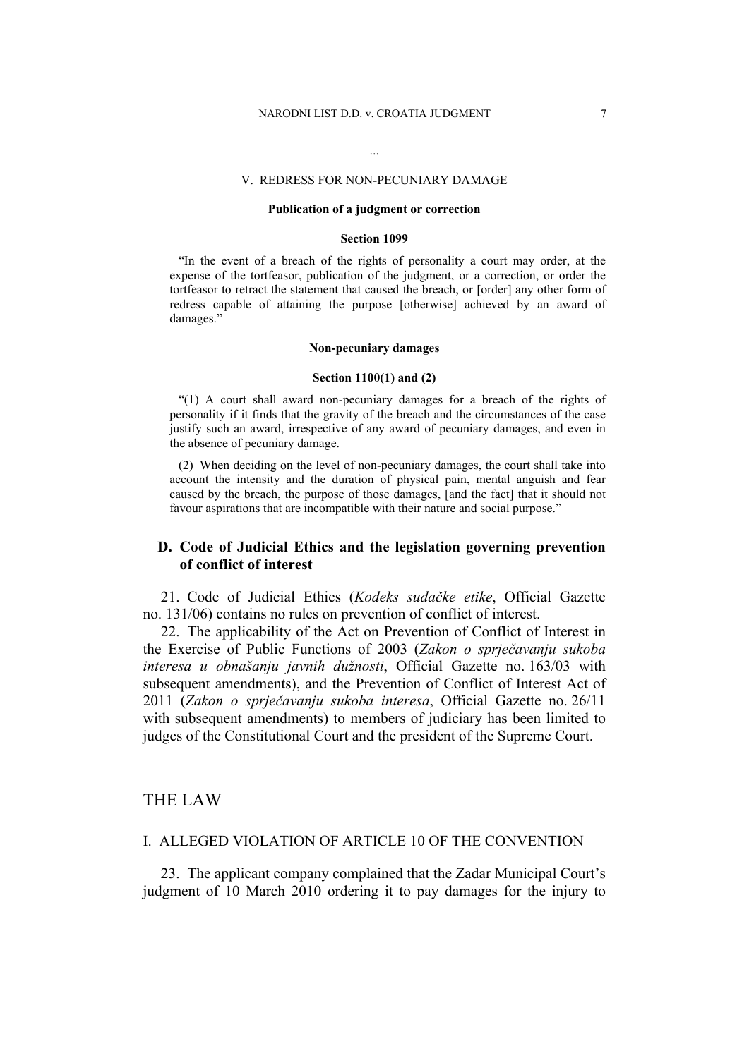...

V. REDRESS FOR NON-PECUNIARY DAMAGE

**Publication of a judgment or correction**

**Section 1099**

"In the event of a breach of the rights of personality a court may order, at the expense of the tortfeasor, publication of the judgment, or a correction, or order the tortfeasor to retract the statement that caused the breach, or [order] any other form of redress capable of attaining the purpose [otherwise] achieved by an award of damages."

**Non-pecuniary damages**

**Section 1100(1) and (2)**

"(1) A court shall award non-pecuniary damages for a breach of the rights of personality if it finds that the gravity of the breach and the circumstances of the case justify such an award, irrespective of any award of pecuniary damages, and even in the absence of pecuniary damage.

(2) When deciding on the level of non-pecuniary damages, the court shall take into account the intensity and the duration of physical pain, mental anguish and fear caused by the breach, the purpose of those damages, [and the fact] that it should not favour aspirations that are incompatible with their nature and social purpose."

### D. Code of Judicial Ethics and the legislation governing prevention of conflict of interest

21. Code of Judicial Ethics (*Kodeks sudačke etike*, Official Gazette no. 131/06) contains no rules on prevention of conflict of interest.

22. The applicability of the Act on Prevention of Conflict of Interest in the Exercise of Public Functions of 2003 (*Zakon o sprječavanju sukoba interesa u obnašanju javnih dužnosti*, Official Gazette no. 163/03 with subsequent amendments), and the Prevention of Conflict of Interest Act of 2011 (*Zakon o sprječavanju sukoba interesa*, Official Gazette no. 26/11 with subsequent amendments) to members of judiciary has been limited to judges of the Constitutional Court and the president of the Supreme Court.

# THE LAW

## I. ALLEGED VIOLATION OF ARTICLE 10 OF THE CONVENTION

23. The applicant company complained that the Zadar Municipal Court's judgment of 10 March 2010 ordering it to pay damages for the injury to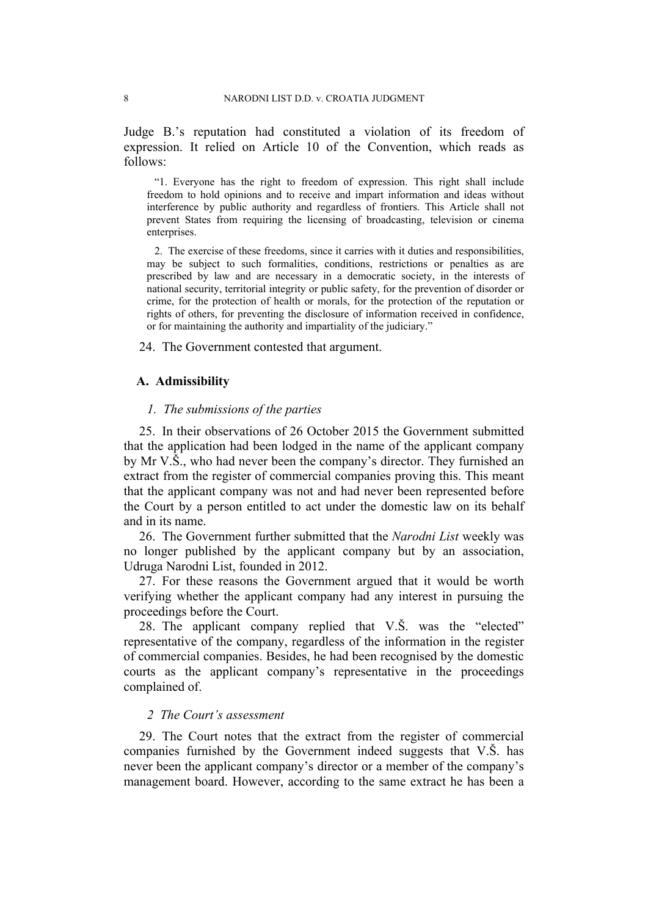Judge B.'s reputation had constituted a violation of its freedom of expression. It relied on Article 10 of the Convention, which reads as follows:

> "1. Everyone has the right to freedom of expression. This right shall include freedom to hold opinions and to receive and impart information and ideas without interference by public authority and regardless of frontiers. This Article shall not prevent States from requiring the licensing of broadcasting, television or cinema enterprises.
>
> 2. The exercise of these freedoms, since it carries with it duties and responsibilities, may be subject to such formalities, conditions, restrictions or penalties as are prescribed by law and are necessary in a democratic society, in the interests of national security, territorial integrity or public safety, for the prevention of disorder or crime, for the protection of health or morals, for the protection of the reputation or rights of others, for preventing the disclosure of information received in confidence, or for maintaining the authority and impartiality of the judiciary."

24. The Government contested that argument.

### A. Admissibility

#### *1. The submissions of the parties*

25. In their observations of 26 October 2015 the Government submitted that the application had been lodged in the name of the applicant company by Mr V.Š., who had never been the company's director. They furnished an extract from the register of commercial companies proving this. This meant that the applicant company was not and had never been represented before the Court by a person entitled to act under the domestic law on its behalf and in its name.

26. The Government further submitted that the *Narodni List* weekly was no longer published by the applicant company but by an association, Udruga Narodni List, founded in 2012.

27. For these reasons the Government argued that it would be worth verifying whether the applicant company had any interest in pursuing the proceedings before the Court.

28. The applicant company replied that V.Š. was the "elected" representative of the company, regardless of the information in the register of commercial companies. Besides, he had been recognised by the domestic courts as the applicant company's representative in the proceedings complained of.

#### *2 The Court's assessment*

29. The Court notes that the extract from the register of commercial companies furnished by the Government indeed suggests that V.Š. has never been the applicant company's director or a member of the company's management board. However, according to the same extract he has been a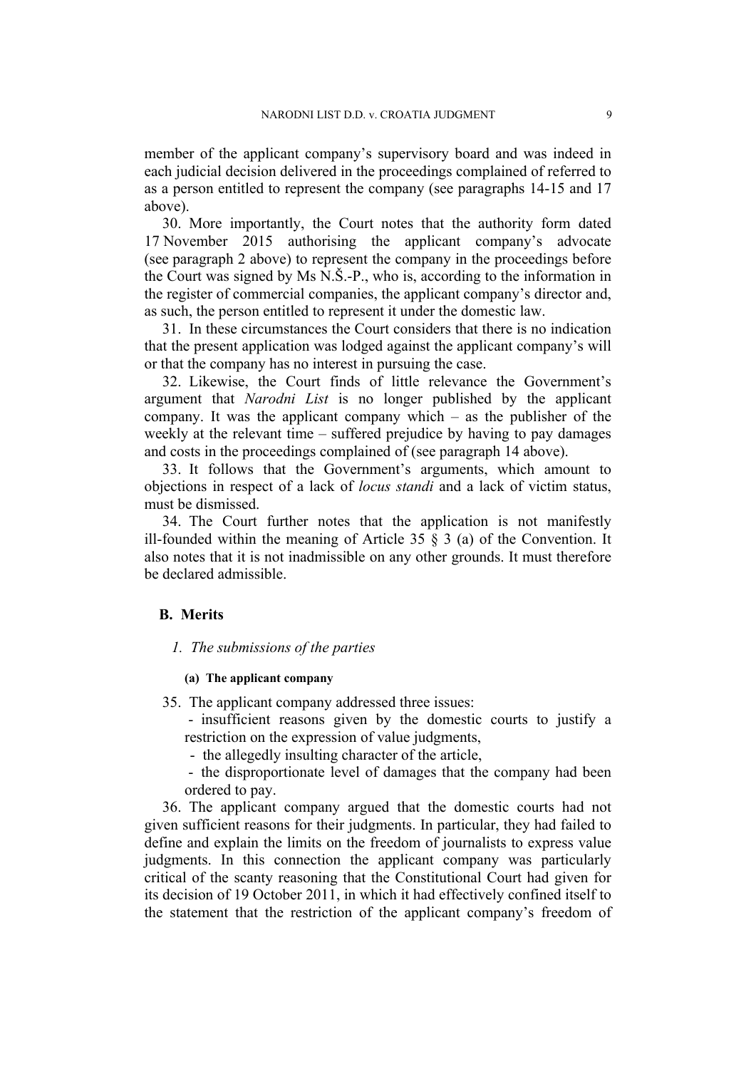member of the applicant company's supervisory board and was indeed in each judicial decision delivered in the proceedings complained of referred to as a person entitled to represent the company (see paragraphs 14-15 and 17 above).

30. More importantly, the Court notes that the authority form dated 17 November 2015 authorising the applicant company's advocate (see paragraph 2 above) to represent the company in the proceedings before the Court was signed by Ms N.Š.-P., who is, according to the information in the register of commercial companies, the applicant company's director and, as such, the person entitled to represent it under the domestic law.

31. In these circumstances the Court considers that there is no indication that the present application was lodged against the applicant company's will or that the company has no interest in pursuing the case.

32. Likewise, the Court finds of little relevance the Government's argument that *Narodni List* is no longer published by the applicant company. It was the applicant company which – as the publisher of the weekly at the relevant time – suffered prejudice by having to pay damages and costs in the proceedings complained of (see paragraph 14 above).

33. It follows that the Government's arguments, which amount to objections in respect of a lack of *locus standi* and a lack of victim status, must be dismissed.

34. The Court further notes that the application is not manifestly ill-founded within the meaning of Article 35 § 3 (a) of the Convention. It also notes that it is not inadmissible on any other grounds. It must therefore be declared admissible.

## B. Merits

### *1. The submissions of the parties*

#### (a) The applicant company

35. The applicant company addressed three issues:

- insufficient reasons given by the domestic courts to justify a restriction on the expression of value judgments,
- the allegedly insulting character of the article,
- the disproportionate level of damages that the company had been ordered to pay.

36. The applicant company argued that the domestic courts had not given sufficient reasons for their judgments. In particular, they had failed to define and explain the limits on the freedom of journalists to express value judgments. In this connection the applicant company was particularly critical of the scanty reasoning that the Constitutional Court had given for its decision of 19 October 2011, in which it had effectively confined itself to the statement that the restriction of the applicant company's freedom of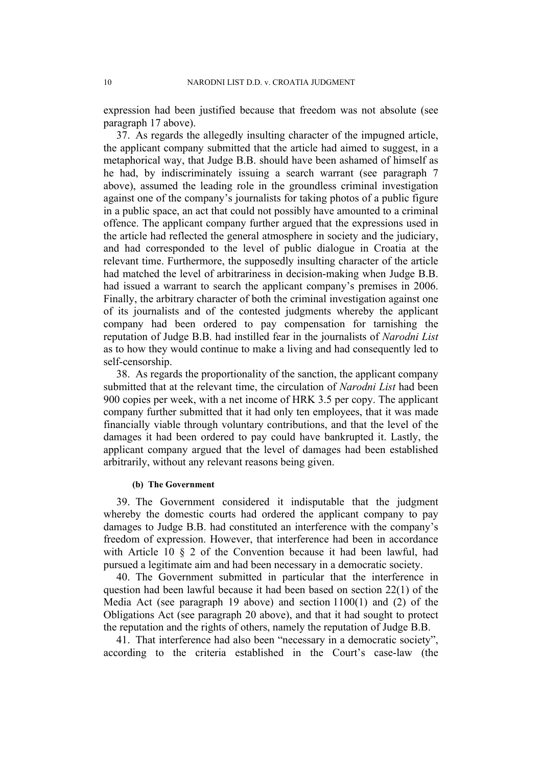expression had been justified because that freedom was not absolute (see paragraph 17 above).

37. As regards the allegedly insulting character of the impugned article, the applicant company submitted that the article had aimed to suggest, in a metaphorical way, that Judge B.B. should have been ashamed of himself as he had, by indiscriminately issuing a search warrant (see paragraph 7 above), assumed the leading role in the groundless criminal investigation against one of the company's journalists for taking photos of a public figure in a public space, an act that could not possibly have amounted to a criminal offence. The applicant company further argued that the expressions used in the article had reflected the general atmosphere in society and the judiciary, and had corresponded to the level of public dialogue in Croatia at the relevant time. Furthermore, the supposedly insulting character of the article had matched the level of arbitrariness in decision-making when Judge B.B. had issued a warrant to search the applicant company's premises in 2006. Finally, the arbitrary character of both the criminal investigation against one of its journalists and of the contested judgments whereby the applicant company had been ordered to pay compensation for tarnishing the reputation of Judge B.B. had instilled fear in the journalists of *Narodni List* as to how they would continue to make a living and had consequently led to self-censorship.

38. As regards the proportionality of the sanction, the applicant company submitted that at the relevant time, the circulation of *Narodni List* had been 900 copies per week, with a net income of HRK 3.5 per copy. The applicant company further submitted that it had only ten employees, that it was made financially viable through voluntary contributions, and that the level of the damages it had been ordered to pay could have bankrupted it. Lastly, the applicant company argued that the level of damages had been established arbitrarily, without any relevant reasons being given.

#### (b) The Government

39. The Government considered it indisputable that the judgment whereby the domestic courts had ordered the applicant company to pay damages to Judge B.B. had constituted an interference with the company's freedom of expression. However, that interference had been in accordance with Article 10 § 2 of the Convention because it had been lawful, had pursued a legitimate aim and had been necessary in a democratic society.

40. The Government submitted in particular that the interference in question had been lawful because it had been based on section 22(1) of the Media Act (see paragraph 19 above) and section 1100(1) and (2) of the Obligations Act (see paragraph 20 above), and that it had sought to protect the reputation and the rights of others, namely the reputation of Judge B.B.

41. That interference had also been "necessary in a democratic society", according to the criteria established in the Court's case-law (the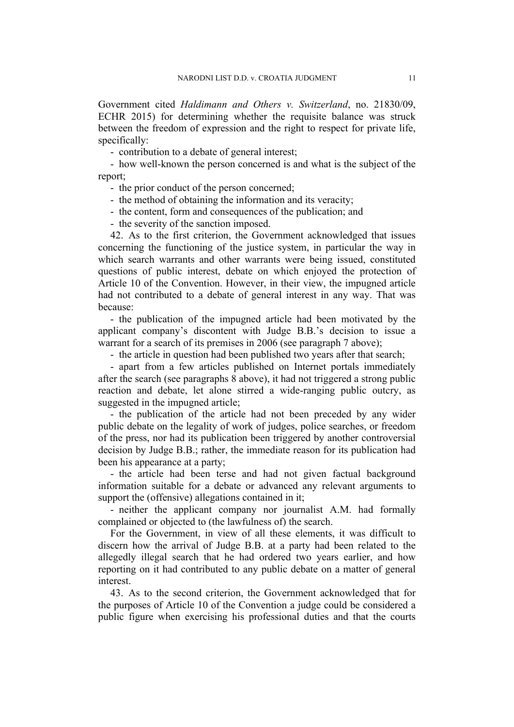Government cited *Haldimann and Others v. Switzerland*, no. 21830/09, ECHR 2015) for determining whether the requisite balance was struck between the freedom of expression and the right to respect for private life, specifically:

- contribution to a debate of general interest;
- how well-known the person concerned is and what is the subject of the report;
- the prior conduct of the person concerned;
- the method of obtaining the information and its veracity;
- the content, form and consequences of the publication; and
- the severity of the sanction imposed.

42. As to the first criterion, the Government acknowledged that issues concerning the functioning of the justice system, in particular the way in which search warrants and other warrants were being issued, constituted questions of public interest, debate on which enjoyed the protection of Article 10 of the Convention. However, in their view, the impugned article had not contributed to a debate of general interest in any way. That was because:

- the publication of the impugned article had been motivated by the applicant company's discontent with Judge B.B.'s decision to issue a warrant for a search of its premises in 2006 (see paragraph 7 above);
- the article in question had been published two years after that search;
- apart from a few articles published on Internet portals immediately after the search (see paragraphs 8 above), it had not triggered a strong public reaction and debate, let alone stirred a wide-ranging public outcry, as suggested in the impugned article;
- the publication of the article had not been preceded by any wider public debate on the legality of work of judges, police searches, or freedom of the press, nor had its publication been triggered by another controversial decision by Judge B.B.; rather, the immediate reason for its publication had been his appearance at a party;
- the article had been terse and had not given factual background information suitable for a debate or advanced any relevant arguments to support the (offensive) allegations contained in it;
- neither the applicant company nor journalist A.M. had formally complained or objected to (the lawfulness of) the search.

For the Government, in view of all these elements, it was difficult to discern how the arrival of Judge B.B. at a party had been related to the allegedly illegal search that he had ordered two years earlier, and how reporting on it had contributed to any public debate on a matter of general interest.

43. As to the second criterion, the Government acknowledged that for the purposes of Article 10 of the Convention a judge could be considered a public figure when exercising his professional duties and that the courts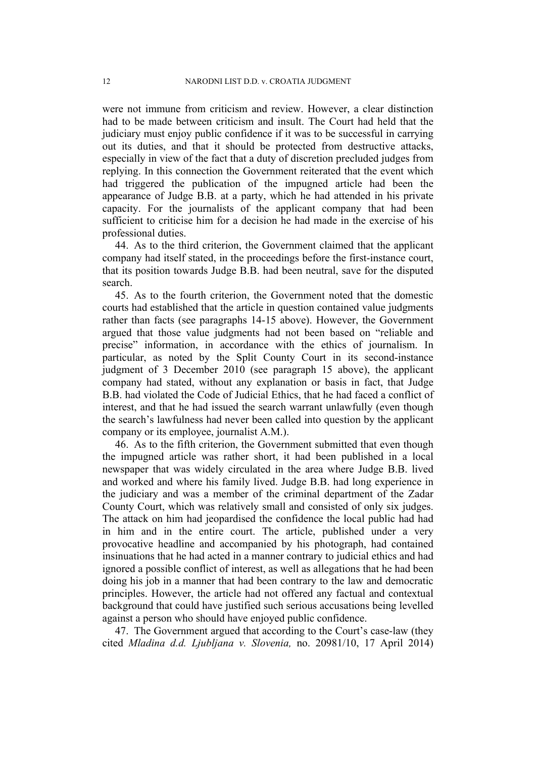were not immune from criticism and review. However, a clear distinction had to be made between criticism and insult. The Court had held that the judiciary must enjoy public confidence if it was to be successful in carrying out its duties, and that it should be protected from destructive attacks, especially in view of the fact that a duty of discretion precluded judges from replying. In this connection the Government reiterated that the event which had triggered the publication of the impugned article had been the appearance of Judge B.B. at a party, which he had attended in his private capacity. For the journalists of the applicant company that had been sufficient to criticise him for a decision he had made in the exercise of his professional duties.

44. As to the third criterion, the Government claimed that the applicant company had itself stated, in the proceedings before the first-instance court, that its position towards Judge B.B. had been neutral, save for the disputed search.

45. As to the fourth criterion, the Government noted that the domestic courts had established that the article in question contained value judgments rather than facts (see paragraphs 14-15 above). However, the Government argued that those value judgments had not been based on "reliable and precise" information, in accordance with the ethics of journalism. In particular, as noted by the Split County Court in its second-instance judgment of 3 December 2010 (see paragraph 15 above), the applicant company had stated, without any explanation or basis in fact, that Judge B.B. had violated the Code of Judicial Ethics, that he had faced a conflict of interest, and that he had issued the search warrant unlawfully (even though the search's lawfulness had never been called into question by the applicant company or its employee, journalist A.M.).

46. As to the fifth criterion, the Government submitted that even though the impugned article was rather short, it had been published in a local newspaper that was widely circulated in the area where Judge B.B. lived and worked and where his family lived. Judge B.B. had long experience in the judiciary and was a member of the criminal department of the Zadar County Court, which was relatively small and consisted of only six judges. The attack on him had jeopardised the confidence the local public had had in him and in the entire court. The article, published under a very provocative headline and accompanied by his photograph, had contained insinuations that he had acted in a manner contrary to judicial ethics and had ignored a possible conflict of interest, as well as allegations that he had been doing his job in a manner that had been contrary to the law and democratic principles. However, the article had not offered any factual and contextual background that could have justified such serious accusations being levelled against a person who should have enjoyed public confidence.

47. The Government argued that according to the Court's case-law (they cited *Mladina d.d. Ljubljana v. Slovenia,* no. 20981/10, 17 April 2014)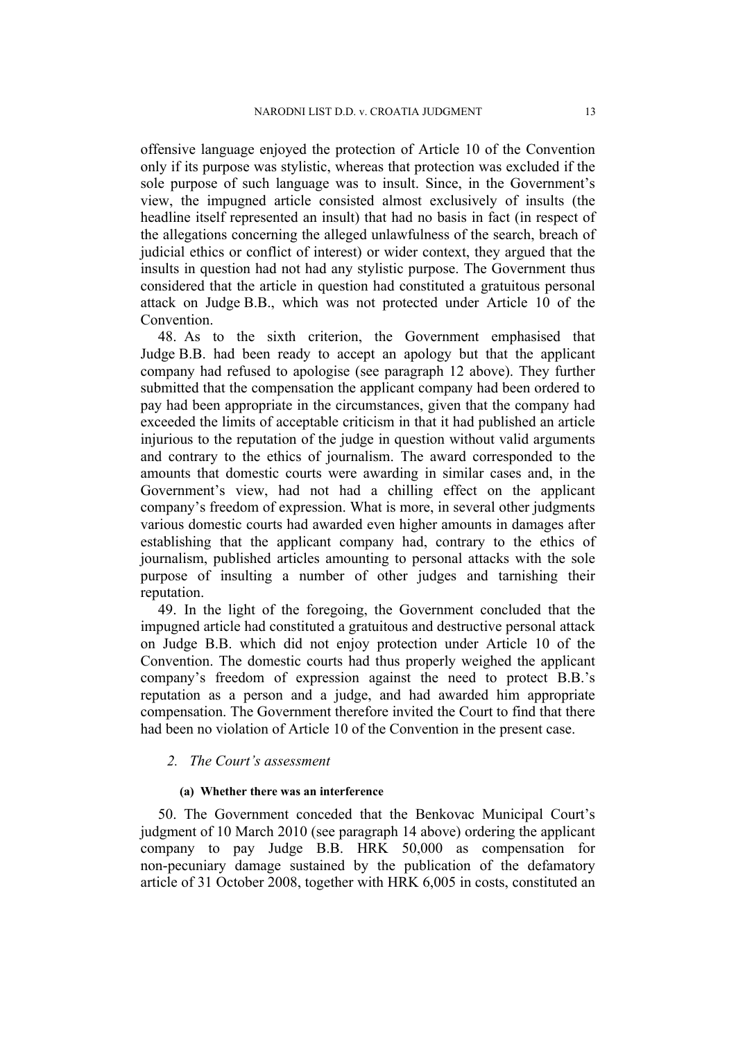offensive language enjoyed the protection of Article 10 of the Convention only if its purpose was stylistic, whereas that protection was excluded if the sole purpose of such language was to insult. Since, in the Government's view, the impugned article consisted almost exclusively of insults (the headline itself represented an insult) that had no basis in fact (in respect of the allegations concerning the alleged unlawfulness of the search, breach of judicial ethics or conflict of interest) or wider context, they argued that the insults in question had not had any stylistic purpose. The Government thus considered that the article in question had constituted a gratuitous personal attack on Judge B.B., which was not protected under Article 10 of the Convention.

48. As to the sixth criterion, the Government emphasised that Judge B.B. had been ready to accept an apology but that the applicant company had refused to apologise (see paragraph 12 above). They further submitted that the compensation the applicant company had been ordered to pay had been appropriate in the circumstances, given that the company had exceeded the limits of acceptable criticism in that it had published an article injurious to the reputation of the judge in question without valid arguments and contrary to the ethics of journalism. The award corresponded to the amounts that domestic courts were awarding in similar cases and, in the Government's view, had not had a chilling effect on the applicant company's freedom of expression. What is more, in several other judgments various domestic courts had awarded even higher amounts in damages after establishing that the applicant company had, contrary to the ethics of journalism, published articles amounting to personal attacks with the sole purpose of insulting a number of other judges and tarnishing their reputation.

49. In the light of the foregoing, the Government concluded that the impugned article had constituted a gratuitous and destructive personal attack on Judge B.B. which did not enjoy protection under Article 10 of the Convention. The domestic courts had thus properly weighed the applicant company's freedom of expression against the need to protect B.B.'s reputation as a person and a judge, and had awarded him appropriate compensation. The Government therefore invited the Court to find that there had been no violation of Article 10 of the Convention in the present case.

### *2. The Court's assessment*

#### **(a) Whether there was an interference**

50. The Government conceded that the Benkovac Municipal Court's judgment of 10 March 2010 (see paragraph 14 above) ordering the applicant company to pay Judge B.B. HRK 50,000 as compensation for non-pecuniary damage sustained by the publication of the defamatory article of 31 October 2008, together with HRK 6,005 in costs, constituted an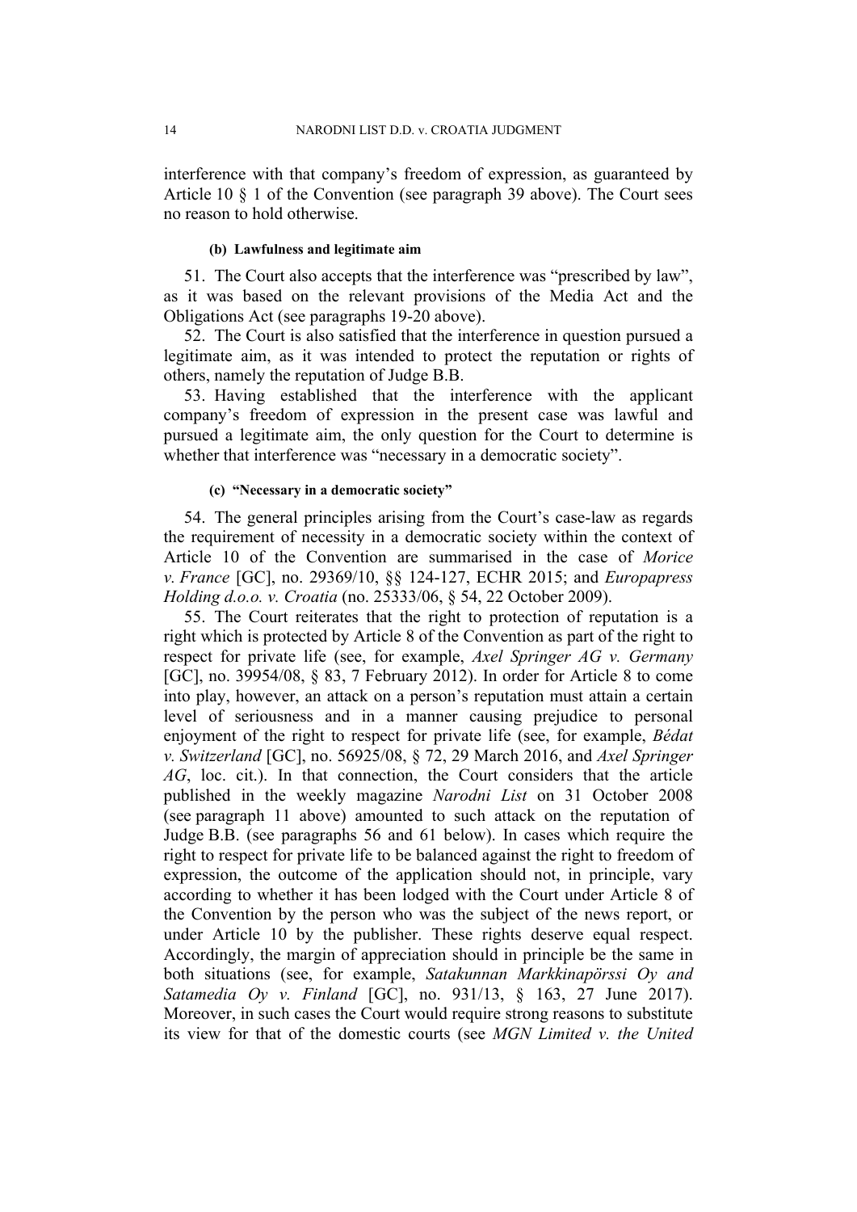interference with that company's freedom of expression, as guaranteed by Article 10 § 1 of the Convention (see paragraph 39 above). The Court sees no reason to hold otherwise.

#### (b) Lawfulness and legitimate aim

51. The Court also accepts that the interference was "prescribed by law", as it was based on the relevant provisions of the Media Act and the Obligations Act (see paragraphs 19-20 above).

52. The Court is also satisfied that the interference in question pursued a legitimate aim, as it was intended to protect the reputation or rights of others, namely the reputation of Judge B.B.

53. Having established that the interference with the applicant company's freedom of expression in the present case was lawful and pursued a legitimate aim, the only question for the Court to determine is whether that interference was "necessary in a democratic society".

#### (c) "Necessary in a democratic society"

54. The general principles arising from the Court's case-law as regards the requirement of necessity in a democratic society within the context of Article 10 of the Convention are summarised in the case of *Morice v. France* [GC], no. 29369/10, §§ 124-127, ECHR 2015; and *Europapress Holding d.o.o. v. Croatia* (no. 25333/06, § 54, 22 October 2009).

55. The Court reiterates that the right to protection of reputation is a right which is protected by Article 8 of the Convention as part of the right to respect for private life (see, for example, *Axel Springer AG v. Germany* [GC], no. 39954/08, § 83, 7 February 2012). In order for Article 8 to come into play, however, an attack on a person's reputation must attain a certain level of seriousness and in a manner causing prejudice to personal enjoyment of the right to respect for private life (see, for example, *Bédat v. Switzerland* [GC], no. 56925/08, § 72, 29 March 2016, and *Axel Springer AG*, loc. cit.). In that connection, the Court considers that the article published in the weekly magazine *Narodni List* on 31 October 2008 (see paragraph 11 above) amounted to such attack on the reputation of Judge B.B. (see paragraphs 56 and 61 below). In cases which require the right to respect for private life to be balanced against the right to freedom of expression, the outcome of the application should not, in principle, vary according to whether it has been lodged with the Court under Article 8 of the Convention by the person who was the subject of the news report, or under Article 10 by the publisher. These rights deserve equal respect. Accordingly, the margin of appreciation should in principle be the same in both situations (see, for example, *Satakunnan Markkinapörssi Oy and Satamedia Oy v. Finland* [GC], no. 931/13, § 163, 27 June 2017). Moreover, in such cases the Court would require strong reasons to substitute its view for that of the domestic courts (see *MGN Limited v. the United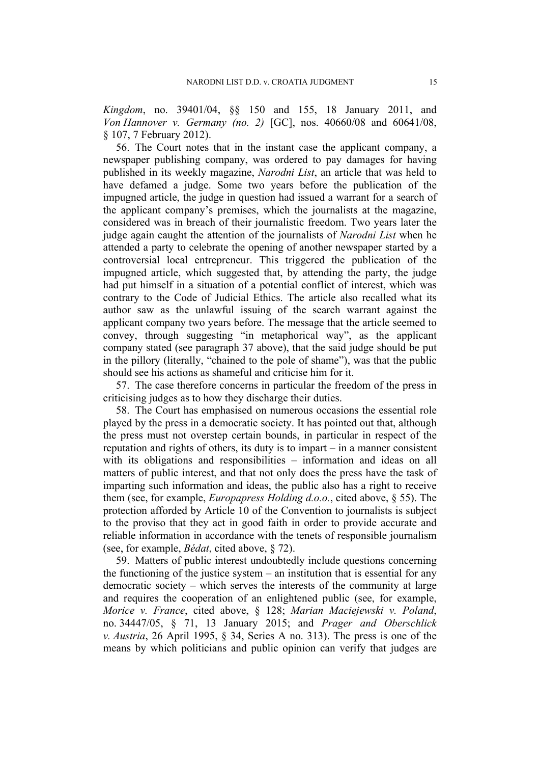*Kingdom*, no. 39401/04, §§ 150 and 155, 18 January 2011, and *Von Hannover v. Germany (no. 2)* [GC], nos. 40660/08 and 60641/08, § 107, 7 February 2012).

56. The Court notes that in the instant case the applicant company, a newspaper publishing company, was ordered to pay damages for having published in its weekly magazine, *Narodni List*, an article that was held to have defamed a judge. Some two years before the publication of the impugned article, the judge in question had issued a warrant for a search of the applicant company's premises, which the journalists at the magazine, considered was in breach of their journalistic freedom. Two years later the judge again caught the attention of the journalists of *Narodni List* when he attended a party to celebrate the opening of another newspaper started by a controversial local entrepreneur. This triggered the publication of the impugned article, which suggested that, by attending the party, the judge had put himself in a situation of a potential conflict of interest, which was contrary to the Code of Judicial Ethics. The article also recalled what its author saw as the unlawful issuing of the search warrant against the applicant company two years before. The message that the article seemed to convey, through suggesting "in metaphorical way", as the applicant company stated (see paragraph 37 above), that the said judge should be put in the pillory (literally, "chained to the pole of shame"), was that the public should see his actions as shameful and criticise him for it.

57. The case therefore concerns in particular the freedom of the press in criticising judges as to how they discharge their duties.

58. The Court has emphasised on numerous occasions the essential role played by the press in a democratic society. It has pointed out that, although the press must not overstep certain bounds, in particular in respect of the reputation and rights of others, its duty is to impart – in a manner consistent with its obligations and responsibilities – information and ideas on all matters of public interest, and that not only does the press have the task of imparting such information and ideas, the public also has a right to receive them (see, for example, *Europapress Holding d.o.o.*, cited above, § 55). The protection afforded by Article 10 of the Convention to journalists is subject to the proviso that they act in good faith in order to provide accurate and reliable information in accordance with the tenets of responsible journalism (see, for example, *Bédat*, cited above, § 72).

59. Matters of public interest undoubtedly include questions concerning the functioning of the justice system – an institution that is essential for any democratic society – which serves the interests of the community at large and requires the cooperation of an enlightened public (see, for example, *Morice v. France*, cited above, § 128; *Marian Maciejewski v. Poland*, no. 34447/05, § 71, 13 January 2015; and *Prager and Oberschlick v. Austria*, 26 April 1995, § 34, Series A no. 313). The press is one of the means by which politicians and public opinion can verify that judges are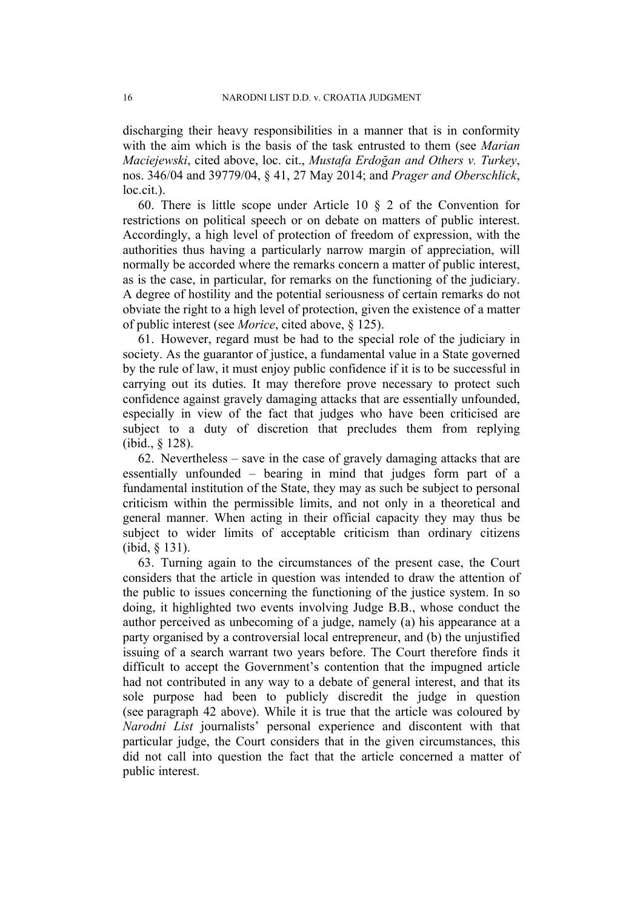discharging their heavy responsibilities in a manner that is in conformity with the aim which is the basis of the task entrusted to them (see *Marian Maciejewski*, cited above, loc. cit., *Mustafa Erdoğan and Others v. Turkey*, nos. 346/04 and 39779/04, § 41, 27 May 2014; and *Prager and Oberschlick*, loc.cit.).

60. There is little scope under Article 10 § 2 of the Convention for restrictions on political speech or on debate on matters of public interest. Accordingly, a high level of protection of freedom of expression, with the authorities thus having a particularly narrow margin of appreciation, will normally be accorded where the remarks concern a matter of public interest, as is the case, in particular, for remarks on the functioning of the judiciary. A degree of hostility and the potential seriousness of certain remarks do not obviate the right to a high level of protection, given the existence of a matter of public interest (see *Morice*, cited above, § 125).

61. However, regard must be had to the special role of the judiciary in society. As the guarantor of justice, a fundamental value in a State governed by the rule of law, it must enjoy public confidence if it is to be successful in carrying out its duties. It may therefore prove necessary to protect such confidence against gravely damaging attacks that are essentially unfounded, especially in view of the fact that judges who have been criticised are subject to a duty of discretion that precludes them from replying (ibid., § 128).

62. Nevertheless – save in the case of gravely damaging attacks that are essentially unfounded – bearing in mind that judges form part of a fundamental institution of the State, they may as such be subject to personal criticism within the permissible limits, and not only in a theoretical and general manner. When acting in their official capacity they may thus be subject to wider limits of acceptable criticism than ordinary citizens (ibid, § 131).

63. Turning again to the circumstances of the present case, the Court considers that the article in question was intended to draw the attention of the public to issues concerning the functioning of the justice system. In so doing, it highlighted two events involving Judge B.B., whose conduct the author perceived as unbecoming of a judge, namely (a) his appearance at a party organised by a controversial local entrepreneur, and (b) the unjustified issuing of a search warrant two years before. The Court therefore finds it difficult to accept the Government's contention that the impugned article had not contributed in any way to a debate of general interest, and that its sole purpose had been to publicly discredit the judge in question (see paragraph 42 above). While it is true that the article was coloured by *Narodni List* journalists' personal experience and discontent with that particular judge, the Court considers that in the given circumstances, this did not call into question the fact that the article concerned a matter of public interest.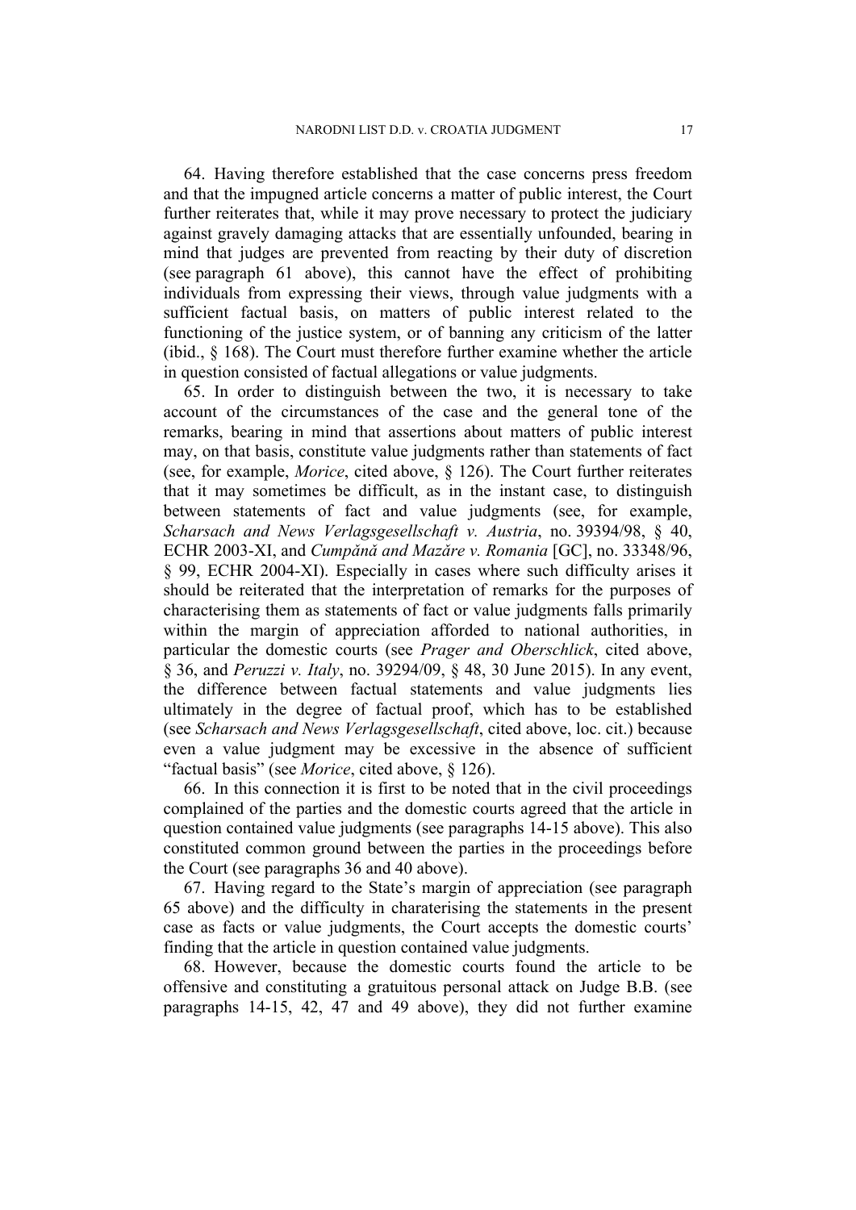64. Having therefore established that the case concerns press freedom and that the impugned article concerns a matter of public interest, the Court further reiterates that, while it may prove necessary to protect the judiciary against gravely damaging attacks that are essentially unfounded, bearing in mind that judges are prevented from reacting by their duty of discretion (see paragraph 61 above), this cannot have the effect of prohibiting individuals from expressing their views, through value judgments with a sufficient factual basis, on matters of public interest related to the functioning of the justice system, or of banning any criticism of the latter (ibid., § 168). The Court must therefore further examine whether the article in question consisted of factual allegations or value judgments.

65. In order to distinguish between the two, it is necessary to take account of the circumstances of the case and the general tone of the remarks, bearing in mind that assertions about matters of public interest may, on that basis, constitute value judgments rather than statements of fact (see, for example, *Morice*, cited above, § 126). The Court further reiterates that it may sometimes be difficult, as in the instant case, to distinguish between statements of fact and value judgments (see, for example, *Scharsach and News Verlagsgesellschaft v. Austria*, no. 39394/98, § 40, ECHR 2003-XI, and *Cumpănă and Mazăre v. Romania* [GC], no. 33348/96, § 99, ECHR 2004-XI). Especially in cases where such difficulty arises it should be reiterated that the interpretation of remarks for the purposes of characterising them as statements of fact or value judgments falls primarily within the margin of appreciation afforded to national authorities, in particular the domestic courts (see *Prager and Oberschlick*, cited above, § 36, and *Peruzzi v. Italy*, no. 39294/09, § 48, 30 June 2015). In any event, the difference between factual statements and value judgments lies ultimately in the degree of factual proof, which has to be established (see *Scharsach and News Verlagsgesellschaft*, cited above, loc. cit.) because even a value judgment may be excessive in the absence of sufficient "factual basis" (see *Morice*, cited above, § 126).

66. In this connection it is first to be noted that in the civil proceedings complained of the parties and the domestic courts agreed that the article in question contained value judgments (see paragraphs 14-15 above). This also constituted common ground between the parties in the proceedings before the Court (see paragraphs 36 and 40 above).

67. Having regard to the State's margin of appreciation (see paragraph 65 above) and the difficulty in charaterising the statements in the present case as facts or value judgments, the Court accepts the domestic courts' finding that the article in question contained value judgments.

68. However, because the domestic courts found the article to be offensive and constituting a gratuitous personal attack on Judge B.B. (see paragraphs 14-15, 42, 47 and 49 above), they did not further examine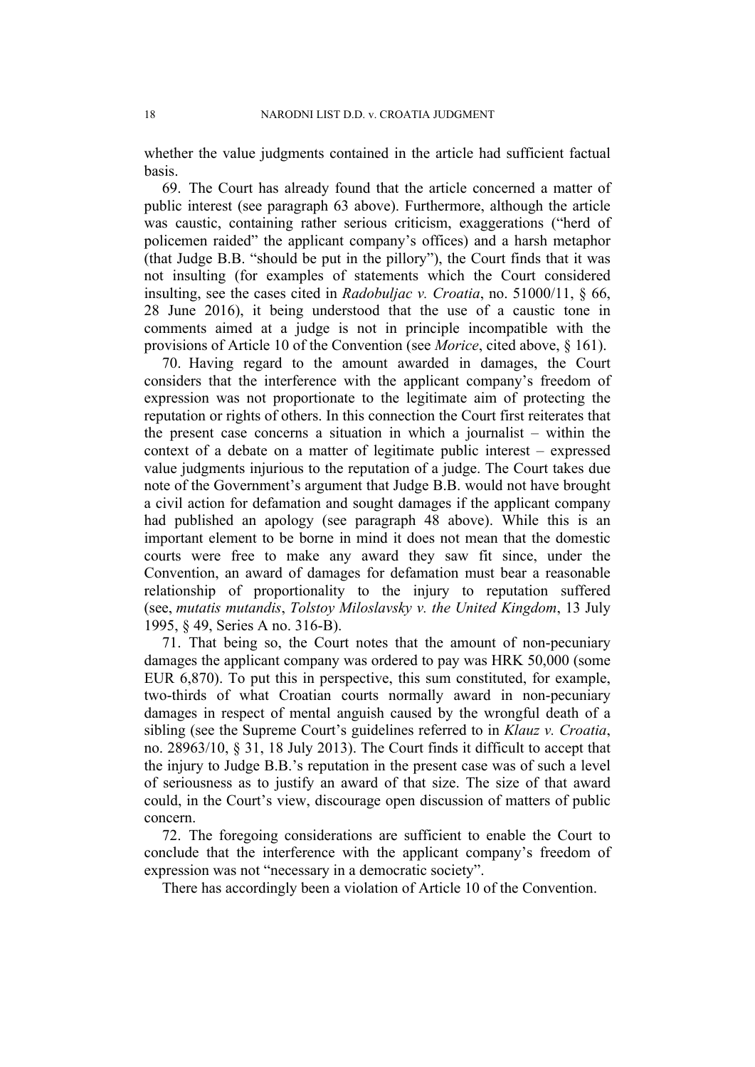whether the value judgments contained in the article had sufficient factual basis.

69. The Court has already found that the article concerned a matter of public interest (see paragraph 63 above). Furthermore, although the article was caustic, containing rather serious criticism, exaggerations ("herd of policemen raided" the applicant company's offices) and a harsh metaphor (that Judge B.B. "should be put in the pillory"), the Court finds that it was not insulting (for examples of statements which the Court considered insulting, see the cases cited in *Radobuljac v. Croatia*, no. 51000/11, § 66, 28 June 2016), it being understood that the use of a caustic tone in comments aimed at a judge is not in principle incompatible with the provisions of Article 10 of the Convention (see *Morice*, cited above, § 161).

70. Having regard to the amount awarded in damages, the Court considers that the interference with the applicant company's freedom of expression was not proportionate to the legitimate aim of protecting the reputation or rights of others. In this connection the Court first reiterates that the present case concerns a situation in which a journalist – within the context of a debate on a matter of legitimate public interest – expressed value judgments injurious to the reputation of a judge. The Court takes due note of the Government's argument that Judge B.B. would not have brought a civil action for defamation and sought damages if the applicant company had published an apology (see paragraph 48 above). While this is an important element to be borne in mind it does not mean that the domestic courts were free to make any award they saw fit since, under the Convention, an award of damages for defamation must bear a reasonable relationship of proportionality to the injury to reputation suffered (see, *mutatis mutandis*, *Tolstoy Miloslavsky v. the United Kingdom*, 13 July 1995, § 49, Series A no. 316-B).

71. That being so, the Court notes that the amount of non-pecuniary damages the applicant company was ordered to pay was HRK 50,000 (some EUR 6,870). To put this in perspective, this sum constituted, for example, two-thirds of what Croatian courts normally award in non-pecuniary damages in respect of mental anguish caused by the wrongful death of a sibling (see the Supreme Court's guidelines referred to in *Klauz v. Croatia*, no. 28963/10, § 31, 18 July 2013). The Court finds it difficult to accept that the injury to Judge B.B.'s reputation in the present case was of such a level of seriousness as to justify an award of that size. The size of that award could, in the Court's view, discourage open discussion of matters of public concern.

72. The foregoing considerations are sufficient to enable the Court to conclude that the interference with the applicant company's freedom of expression was not "necessary in a democratic society".

There has accordingly been a violation of Article 10 of the Convention.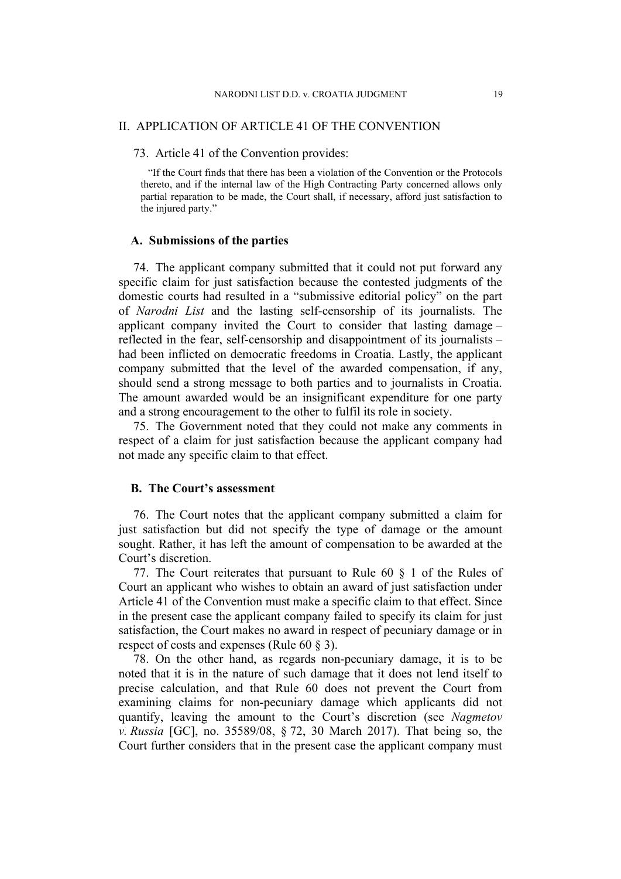## II. APPLICATION OF ARTICLE 41 OF THE CONVENTION

73. Article 41 of the Convention provides:

> "If the Court finds that there has been a violation of the Convention or the Protocols thereto, and if the internal law of the High Contracting Party concerned allows only partial reparation to be made, the Court shall, if necessary, afford just satisfaction to the injured party."

### A. Submissions of the parties

74. The applicant company submitted that it could not put forward any specific claim for just satisfaction because the contested judgments of the domestic courts had resulted in a "submissive editorial policy" on the part of *Narodni List* and the lasting self-censorship of its journalists. The applicant company invited the Court to consider that lasting damage – reflected in the fear, self-censorship and disappointment of its journalists – had been inflicted on democratic freedoms in Croatia. Lastly, the applicant company submitted that the level of the awarded compensation, if any, should send a strong message to both parties and to journalists in Croatia. The amount awarded would be an insignificant expenditure for one party and a strong encouragement to the other to fulfil its role in society.

75. The Government noted that they could not make any comments in respect of a claim for just satisfaction because the applicant company had not made any specific claim to that effect.

### B. The Court's assessment

76. The Court notes that the applicant company submitted a claim for just satisfaction but did not specify the type of damage or the amount sought. Rather, it has left the amount of compensation to be awarded at the Court's discretion.

77. The Court reiterates that pursuant to Rule 60 § 1 of the Rules of Court an applicant who wishes to obtain an award of just satisfaction under Article 41 of the Convention must make a specific claim to that effect. Since in the present case the applicant company failed to specify its claim for just satisfaction, the Court makes no award in respect of pecuniary damage or in respect of costs and expenses (Rule 60 § 3).

78. On the other hand, as regards non-pecuniary damage, it is to be noted that it is in the nature of such damage that it does not lend itself to precise calculation, and that Rule 60 does not prevent the Court from examining claims for non-pecuniary damage which applicants did not quantify, leaving the amount to the Court's discretion (see *Nagmetov v. Russia* [GC], no. 35589/08, § 72, 30 March 2017). That being so, the Court further considers that in the present case the applicant company must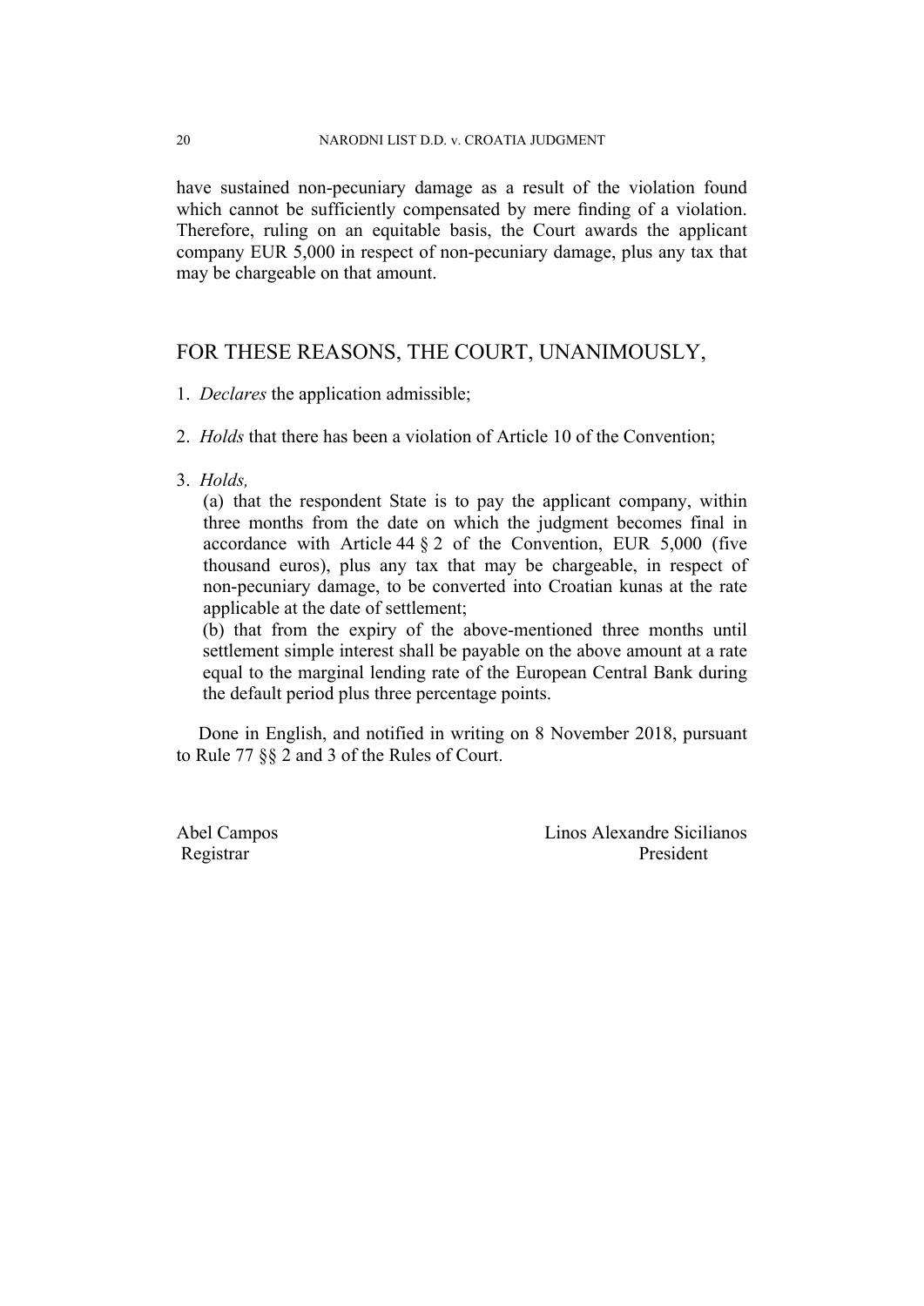have sustained non-pecuniary damage as a result of the violation found which cannot be sufficiently compensated by mere finding of a violation. Therefore, ruling on an equitable basis, the Court awards the applicant company EUR 5,000 in respect of non-pecuniary damage, plus any tax that may be chargeable on that amount.

## FOR THESE REASONS, THE COURT, UNANIMOUSLY,

1. *Declares* the application admissible;

2. *Holds* that there has been a violation of Article 10 of the Convention;

3. *Holds,*

   (a) that the respondent State is to pay the applicant company, within three months from the date on which the judgment becomes final in accordance with Article 44 § 2 of the Convention, EUR 5,000 (five thousand euros), plus any tax that may be chargeable, in respect of non-pecuniary damage, to be converted into Croatian kunas at the rate applicable at the date of settlement;

   (b) that from the expiry of the above-mentioned three months until settlement simple interest shall be payable on the above amount at a rate equal to the marginal lending rate of the European Central Bank during the default period plus three percentage points.

Done in English, and notified in writing on 8 November 2018, pursuant to Rule 77 §§ 2 and 3 of the Rules of Court.

Abel Campos
Registrar

Linos Alexandre Sicilianos
President